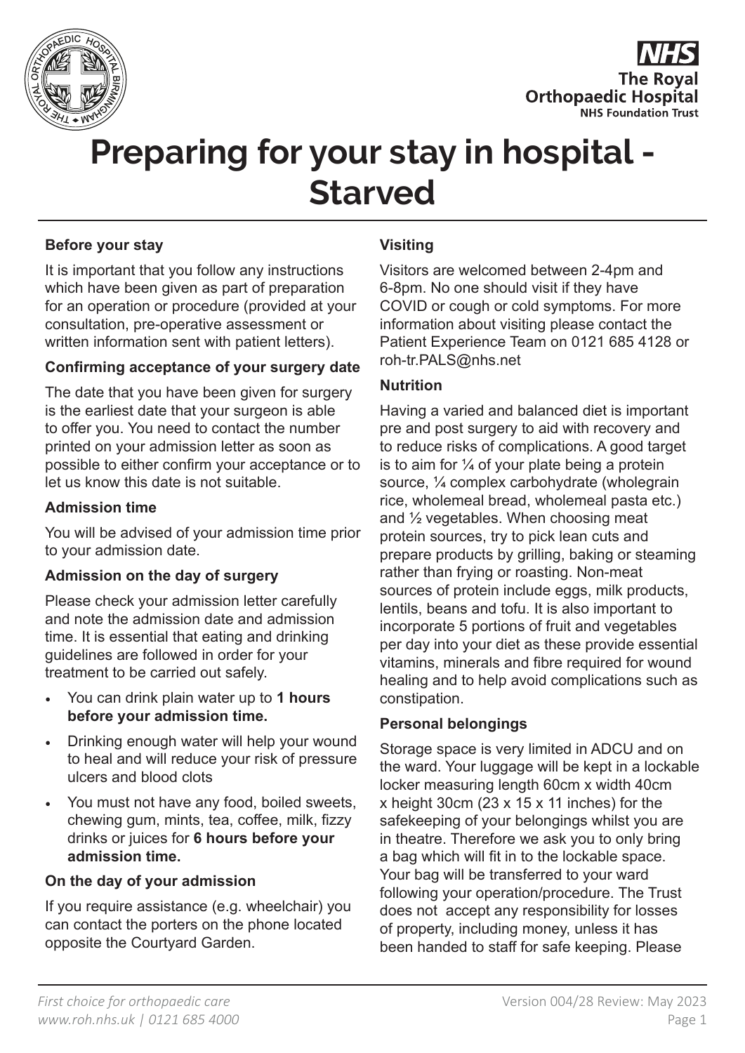# Preparing for your stay in hospital - Starved

### Before your stay

It is important that you follow any instructions which have been given as part of preparation for an operation or procedure (provided at your consultation, pre-operative assessment or written information sent with patient letters).

### Confirming acceptance of your surgery date

The date that you have been given for surgery is the earliest date that your surgeon is able to offer you. You need to contact the number printed on your admission letter as soon as possible to either confirm your acceptance or to let us know this date is not suitable.

### Admission time

You will be advised of your admission time prior to your admission date.

### Admission on the day of surgery

Please check your admission letter carefully and note the admission date and admission time. It is essential that eating and drinking guidelines are followed in order for your treatment to be carried out safely.

- You can drink plain water up to **1 hours before your admission time.**
- Drinking enough water will help your wound to heal and will reduce your risk of pressure ulcers and blood clots
- You must not have any food, boiled sweets, chewing gum, mints, tea, coffee, milk, fizzy drinks or juices for **6 hours before your admission time.**

### On the day of your admission

If you require assistance (e.g. wheelchair) you can contact the porters on the phone located opposite the Courtyard Garden.

### Visiting

Visitors are welcomed between 2-4pm and 6-8pm. No one should visit if they have COVID or cough or cold symptoms. For more information about visiting please contact the Patient Experience Team on 0121 685 4128 or roh-tr.PALS@nhs.net

### Nutrition

Having a varied and balanced diet is important pre and post surgery to aid with recovery and to reduce risks of complications. A good target is to aim for ¼ of your plate being a protein source, ¼ complex carbohydrate (wholegrain rice, wholemeal bread, wholemeal pasta etc.) and ½ vegetables. When choosing meat protein sources, try to pick lean cuts and prepare products by grilling, baking or steaming rather than frying or roasting. Non-meat sources of protein include eggs, milk products, lentils, beans and tofu. It is also important to incorporate 5 portions of fruit and vegetables per day into your diet as these provide essential vitamins, minerals and fibre required for wound healing and to help avoid complications such as constipation.

### Personal belongings

Storage space is very limited in ADCU and on the ward. Your luggage will be kept in a lockable locker measuring length 60cm x width 40cm x height 30cm (23 x 15 x 11 inches) for the safekeeping of your belongings whilst you are in theatre. Therefore we ask you to only bring a bag which will fit in to the lockable space. Your bag will be transferred to your ward following your operation/procedure. The Trust does not accept any responsibility for losses of property, including money, unless it has been handed to staff for safe keeping. Please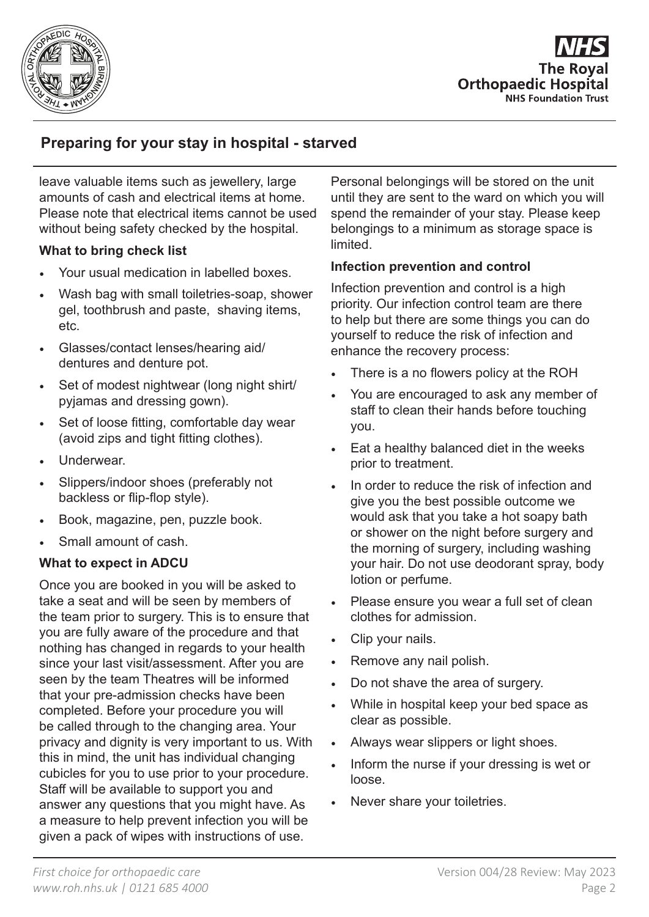leave valuable items such as jewellery, large amounts of cash and electrical items at home. Please note that electrical items cannot be used without being safety checked by the hospital.

**What to bring check list**

- Your usual medication in labelled boxes.
- Wash bag with small toiletries-soap, shower gel, toothbrush and paste, shaving items, etc.
- Glasses/contact lenses/hearing aid/ dentures and denture pot.
- Set of modest nightwear (long night shirt/ pyjamas and dressing gown).
- Set of loose fitting, comfortable day wear (avoid zips and tight fitting clothes).
- Underwear.
- Slippers/indoor shoes (preferably not backless or flip-flop style).
- Book, magazine, pen, puzzle book.
- Small amount of cash.

**What to expect in ADCU**

Once you are booked in you will be asked to take a seat and will be seen by members of the team prior to surgery. This is to ensure that you are fully aware of the procedure and that nothing has changed in regards to your health since your last visit/assessment. After you are seen by the team Theatres will be informed that your pre-admission checks have been completed. Before your procedure you will be called through to the changing area. Your privacy and dignity is very important to us. With this in mind, the unit has individual changing cubicles for you to use prior to your procedure. Staff will be available to support you and answer any questions that you might have. As a measure to help prevent infection you will be given a pack of wipes with instructions of use.

Personal belongings will be stored on the unit until they are sent to the ward on which you will spend the remainder of your stay. Please keep belongings to a minimum as storage space is limited.

**Infection prevention and control**

Infection prevention and control is a high priority. Our infection control team are there to help but there are some things you can do yourself to reduce the risk of infection and enhance the recovery process:

- There is a no flowers policy at the ROH
- You are encouraged to ask any member of staff to clean their hands before touching you.
- Eat a healthy balanced diet in the weeks prior to treatment.
- In order to reduce the risk of infection and give you the best possible outcome we would ask that you take a hot soapy bath or shower on the night before surgery and the morning of surgery, including washing your hair. Do not use deodorant spray, body lotion or perfume.
- Please ensure you wear a full set of clean clothes for admission.
- Clip your nails.
- Remove any nail polish.
- Do not shave the area of surgery.
- While in hospital keep your bed space as clear as possible.
- Always wear slippers or light shoes.
- Inform the nurse if your dressing is wet or loose.
- Never share your toiletries.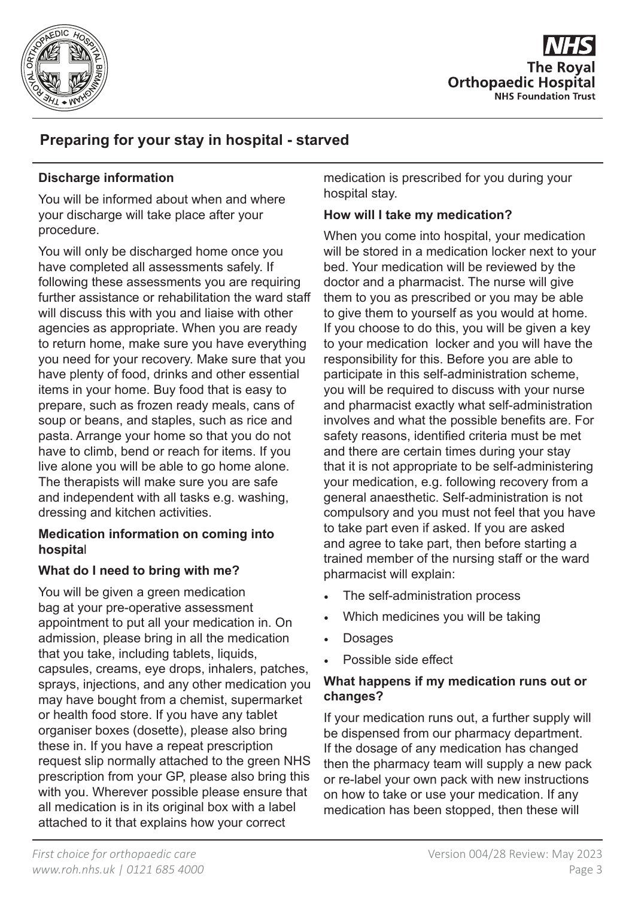## Preparing for your stay in hospital - starved

### Discharge information

You will be informed about when and where your discharge will take place after your procedure.

You will only be discharged home once you have completed all assessments safely. If following these assessments you are requiring further assistance or rehabilitation the ward staff will discuss this with you and liaise with other agencies as appropriate. When you are ready to return home, make sure you have everything you need for your recovery. Make sure that you have plenty of food, drinks and other essential items in your home. Buy food that is easy to prepare, such as frozen ready meals, cans of soup or beans, and staples, such as rice and pasta. Arrange your home so that you do not have to climb, bend or reach for items. If you live alone you will be able to go home alone. The therapists will make sure you are safe and independent with all tasks e.g. washing, dressing and kitchen activities.

### Medication information on coming into hospital

### What do I need to bring with me?

You will be given a green medication bag at your pre-operative assessment appointment to put all your medication in. On admission, please bring in all the medication that you take, including tablets, liquids, capsules, creams, eye drops, inhalers, patches, sprays, injections, and any other medication you may have bought from a chemist, supermarket or health food store. If you have any tablet organiser boxes (dosette), please also bring these in. If you have a repeat prescription request slip normally attached to the green NHS prescription from your GP, please also bring this with you. Wherever possible please ensure that all medication is in its original box with a label attached to it that explains how your correct medication is prescribed for you during your hospital stay.

### How will I take my medication?

When you come into hospital, your medication will be stored in a medication locker next to your bed. Your medication will be reviewed by the doctor and a pharmacist. The nurse will give them to you as prescribed or you may be able to give them to yourself as you would at home. If you choose to do this, you will be given a key to your medication locker and you will have the responsibility for this. Before you are able to participate in this self-administration scheme, you will be required to discuss with your nurse and pharmacist exactly what self-administration involves and what the possible benefits are. For safety reasons, identified criteria must be met and there are certain times during your stay that it is not appropriate to be self-administering your medication, e.g. following recovery from a general anaesthetic. Self-administration is not compulsory and you must not feel that you have to take part even if asked. If you are asked and agree to take part, then before starting a trained member of the nursing staff or the ward pharmacist will explain:

- The self-administration process
- Which medicines you will be taking
- Dosages
- Possible side effect

### What happens if my medication runs out or changes?

If your medication runs out, a further supply will be dispensed from our pharmacy department. If the dosage of any medication has changed then the pharmacy team will supply a new pack or re-label your own pack with new instructions on how to take or use your medication. If any medication has been stopped, then these will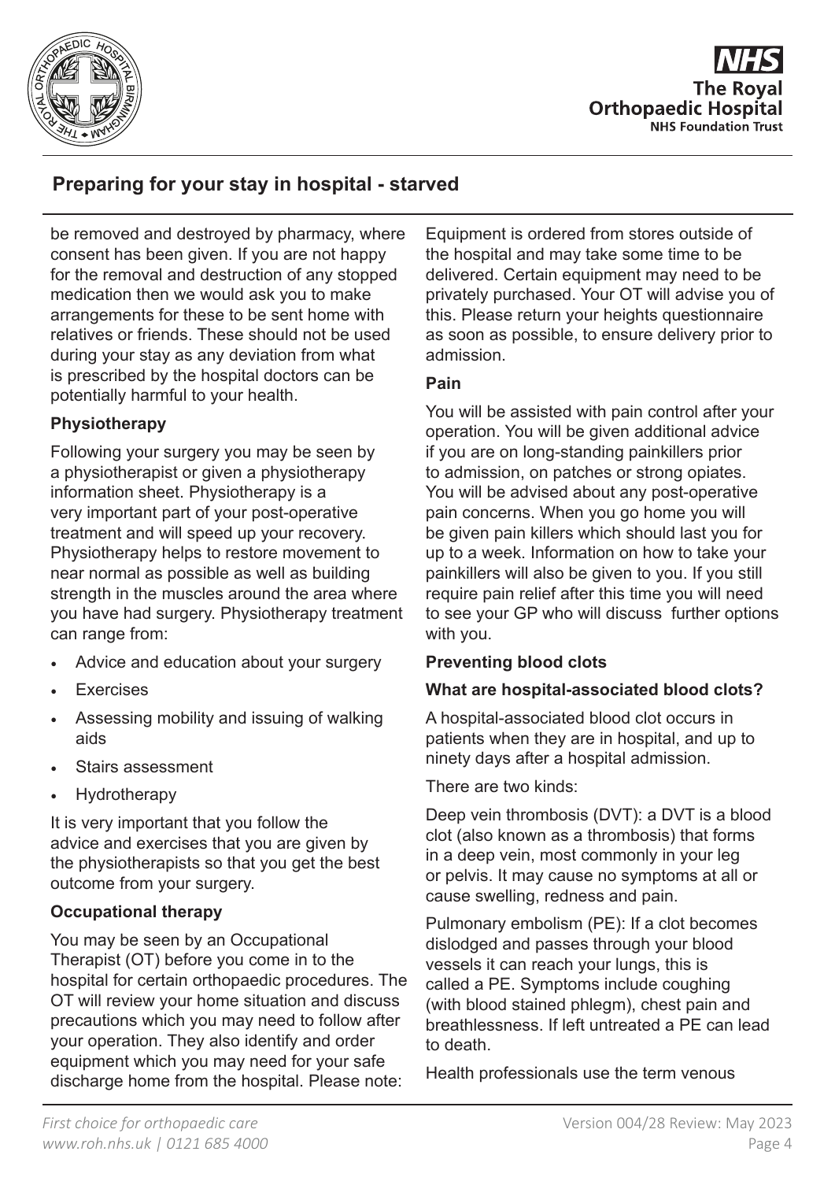be removed and destroyed by pharmacy, where consent has been given. If you are not happy for the removal and destruction of any stopped medication then we would ask you to make arrangements for these to be sent home with relatives or friends. These should not be used during your stay as any deviation from what is prescribed by the hospital doctors can be potentially harmful to your health.

### Physiotherapy

Following your surgery you may be seen by a physiotherapist or given a physiotherapy information sheet. Physiotherapy is a very important part of your post-operative treatment and will speed up your recovery. Physiotherapy helps to restore movement to near normal as possible as well as building strength in the muscles around the area where you have had surgery. Physiotherapy treatment can range from:

- Advice and education about your surgery
- Exercises
- Assessing mobility and issuing of walking aids
- Stairs assessment
- Hydrotherapy

It is very important that you follow the advice and exercises that you are given by the physiotherapists so that you get the best outcome from your surgery.

### Occupational therapy

You may be seen by an Occupational Therapist (OT) before you come in to the hospital for certain orthopaedic procedures. The OT will review your home situation and discuss precautions which you may need to follow after your operation. They also identify and order equipment which you may need for your safe discharge home from the hospital. Please note: Equipment is ordered from stores outside of the hospital and may take some time to be delivered. Certain equipment may need to be privately purchased. Your OT will advise you of this. Please return your heights questionnaire as soon as possible, to ensure delivery prior to admission.

### Pain

You will be assisted with pain control after your operation. You will be given additional advice if you are on long-standing painkillers prior to admission, on patches or strong opiates. You will be advised about any post-operative pain concerns. When you go home you will be given pain killers which should last you for up to a week. Information on how to take your painkillers will also be given to you. If you still require pain relief after this time you will need to see your GP who will discuss further options with you.

### Preventing blood clots

### What are hospital-associated blood clots?

A hospital-associated blood clot occurs in patients when they are in hospital, and up to ninety days after a hospital admission.

There are two kinds:

Deep vein thrombosis (DVT): a DVT is a blood clot (also known as a thrombosis) that forms in a deep vein, most commonly in your leg or pelvis. It may cause no symptoms at all or cause swelling, redness and pain.

Pulmonary embolism (PE): If a clot becomes dislodged and passes through your blood vessels it can reach your lungs, this is called a PE. Symptoms include coughing (with blood stained phlegm), chest pain and breathlessness. If left untreated a PE can lead to death.

Health professionals use the term venous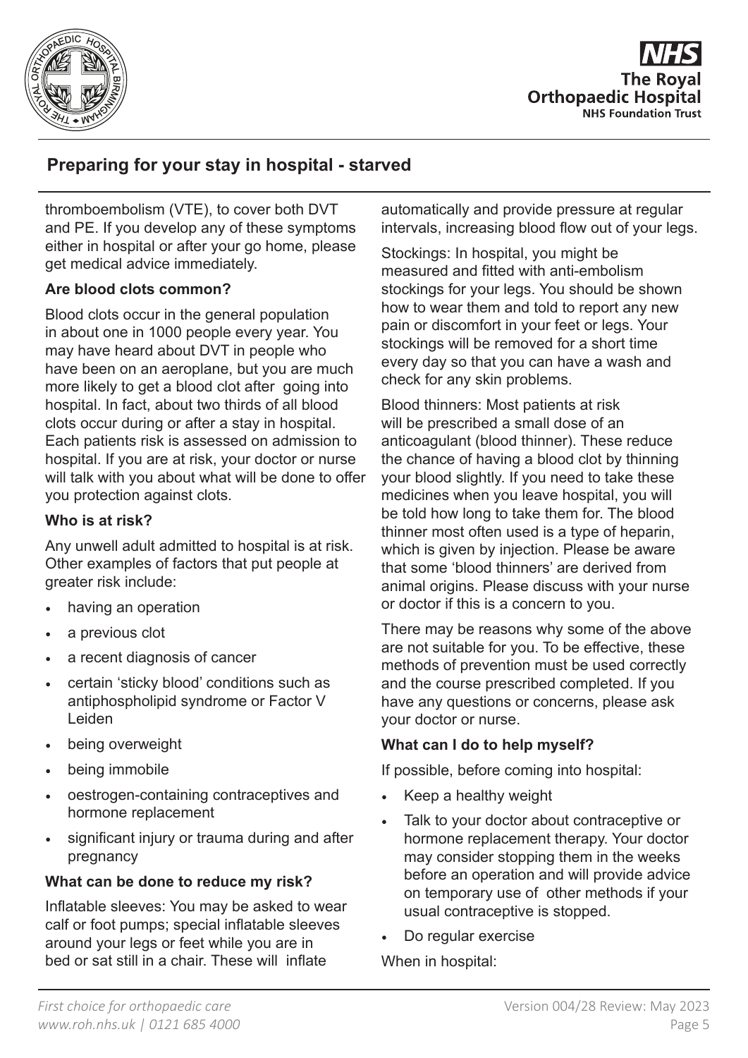thromboembolism (VTE), to cover both DVT and PE. If you develop any of these symptoms either in hospital or after your go home, please get medical advice immediately.

**Are blood clots common?**

Blood clots occur in the general population in about one in 1000 people every year. You may have heard about DVT in people who have been on an aeroplane, but you are much more likely to get a blood clot after going into hospital. In fact, about two thirds of all blood clots occur during or after a stay in hospital. Each patients risk is assessed on admission to hospital. If you are at risk, your doctor or nurse will talk with you about what will be done to offer you protection against clots.

**Who is at risk?**

Any unwell adult admitted to hospital is at risk. Other examples of factors that put people at greater risk include:

- having an operation
- a previous clot
- a recent diagnosis of cancer
- certain 'sticky blood' conditions such as antiphospholipid syndrome or Factor V Leiden
- being overweight
- being immobile
- oestrogen-containing contraceptives and hormone replacement
- significant injury or trauma during and after pregnancy

**What can be done to reduce my risk?**

Inflatable sleeves: You may be asked to wear calf or foot pumps; special inflatable sleeves around your legs or feet while you are in bed or sat still in a chair. These will inflate automatically and provide pressure at regular intervals, increasing blood flow out of your legs.

Stockings: In hospital, you might be measured and fitted with anti-embolism stockings for your legs. You should be shown how to wear them and told to report any new pain or discomfort in your feet or legs. Your stockings will be removed for a short time every day so that you can have a wash and check for any skin problems.

Blood thinners: Most patients at risk will be prescribed a small dose of an anticoagulant (blood thinner). These reduce the chance of having a blood clot by thinning your blood slightly. If you need to take these medicines when you leave hospital, you will be told how long to take them for. The blood thinner most often used is a type of heparin, which is given by injection. Please be aware that some 'blood thinners' are derived from animal origins. Please discuss with your nurse or doctor if this is a concern to you.

There may be reasons why some of the above are not suitable for you. To be effective, these methods of prevention must be used correctly and the course prescribed completed. If you have any questions or concerns, please ask your doctor or nurse.

**What can I do to help myself?**

If possible, before coming into hospital:

- Keep a healthy weight
- Talk to your doctor about contraceptive or hormone replacement therapy. Your doctor may consider stopping them in the weeks before an operation and will provide advice on temporary use of other methods if your usual contraceptive is stopped.
- Do regular exercise

When in hospital: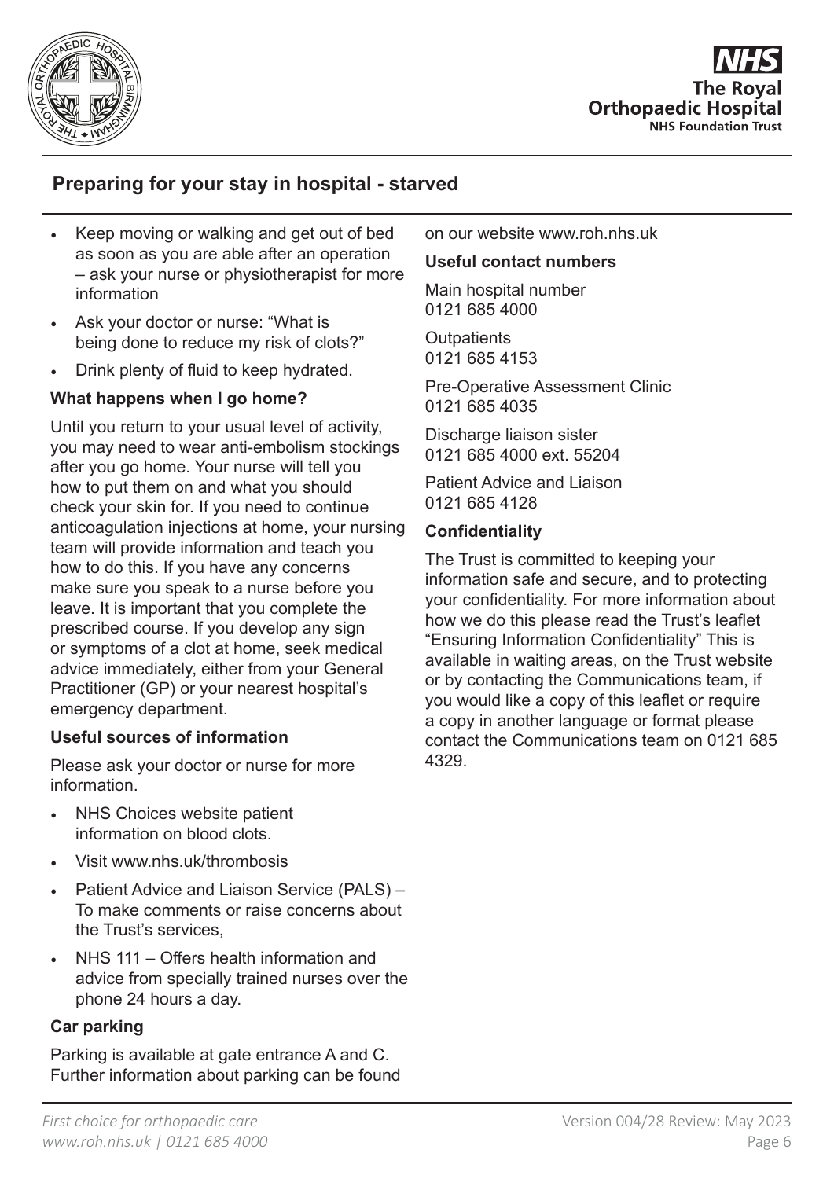- Keep moving or walking and get out of bed as soon as you are able after an operation – ask your nurse or physiotherapist for more information
- Ask your doctor or nurse: "What is being done to reduce my risk of clots?"
- Drink plenty of fluid to keep hydrated.

**What happens when I go home?**

Until you return to your usual level of activity, you may need to wear anti-embolism stockings after you go home. Your nurse will tell you how to put them on and what you should check your skin for. If you need to continue anticoagulation injections at home, your nursing team will provide information and teach you how to do this. If you have any concerns make sure you speak to a nurse before you leave. It is important that you complete the prescribed course. If you develop any sign or symptoms of a clot at home, seek medical advice immediately, either from your General Practitioner (GP) or your nearest hospital's emergency department.

**Useful sources of information**

Please ask your doctor or nurse for more information.

- NHS Choices website patient information on blood clots.
- Visit www.nhs.uk/thrombosis
- Patient Advice and Liaison Service (PALS) – To make comments or raise concerns about the Trust's services,
- NHS 111 – Offers health information and advice from specially trained nurses over the phone 24 hours a day.

**Car parking**

Parking is available at gate entrance A and C. Further information about parking can be found on our website www.roh.nhs.uk

**Useful contact numbers**

Main hospital number
0121 685 4000

Outpatients
0121 685 4153

Pre-Operative Assessment Clinic
0121 685 4035

Discharge liaison sister
0121 685 4000 ext. 55204

Patient Advice and Liaison
0121 685 4128

**Confidentiality**

The Trust is committed to keeping your information safe and secure, and to protecting your confidentiality. For more information about how we do this please read the Trust's leaflet "Ensuring Information Confidentiality" This is available in waiting areas, on the Trust website or by contacting the Communications team, if you would like a copy of this leaflet or require a copy in another language or format please contact the Communications team on 0121 685 4329.

*First choice for orthopaedic care*
*www.roh.nhs.uk | 0121 685 4000*

Version 004/28 Review: May 2023